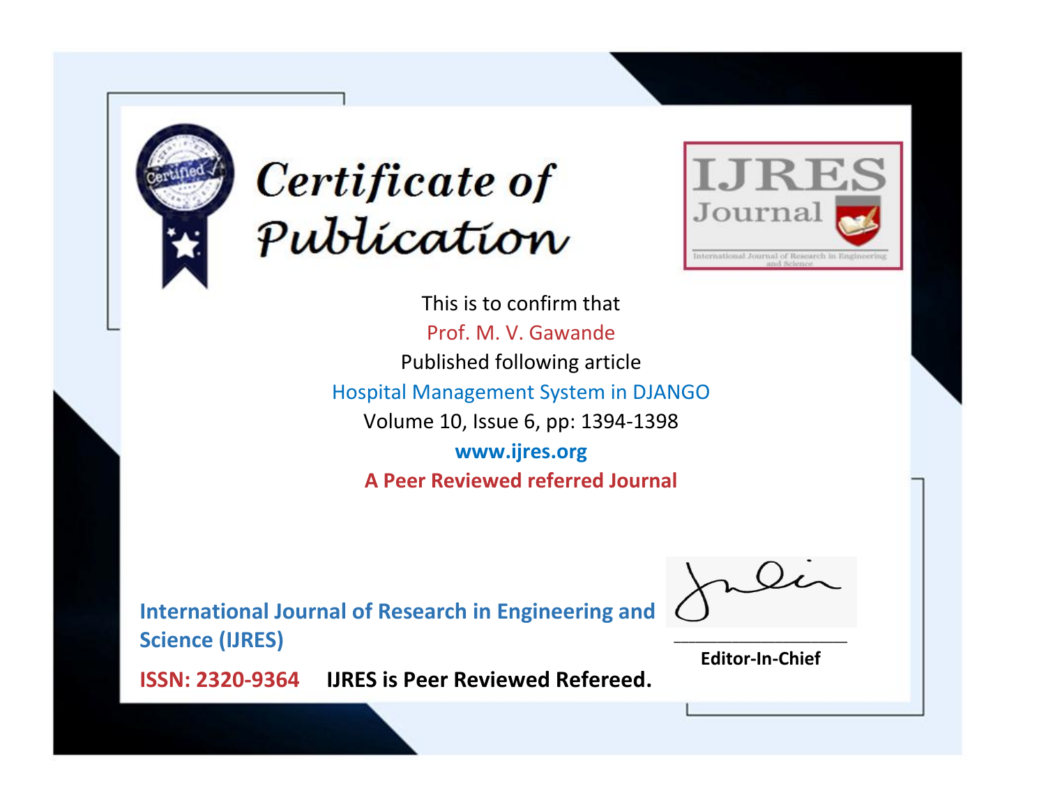# Certificate of Publication

**IJRES Journal**

International Journal of Research in Engineering and Science

This is to confirm that

Prof. M. V. Gawande

Published following article

Hospital Management System in DJANGO

Volume 10, Issue 6, pp: 1394-1398

**www.ijres.org**

**A Peer Reviewed referred Journal**

**International Journal of Research in Engineering and Science (IJRES)**

**ISSN: 2320-9364** **IJRES is Peer Reviewed Refereed.**

**Editor-In-Chief**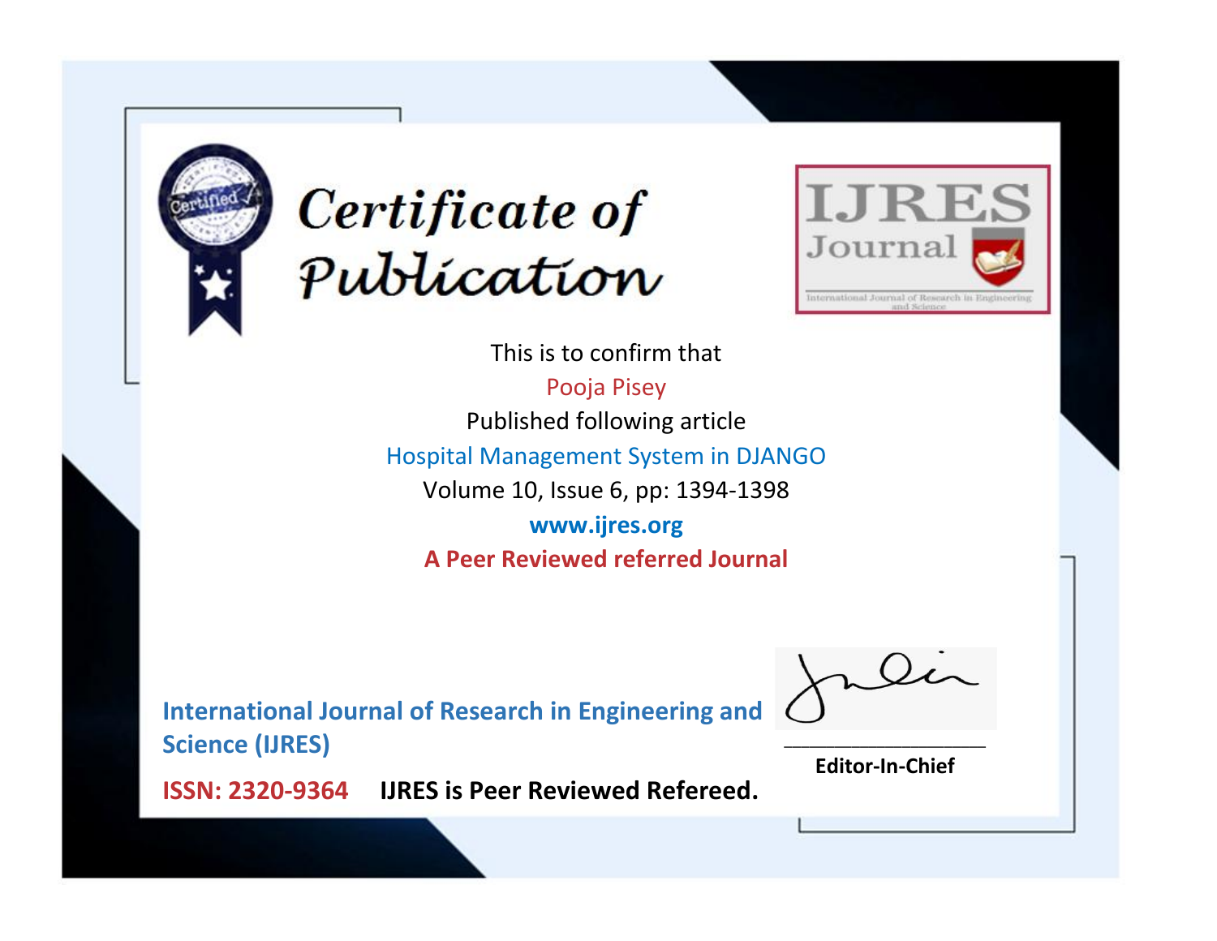# Certificate of Publication

IJRES Journal

International Journal of Research in Engineering and Science

This is to confirm that

Pooja Pisey

Published following article

Hospital Management System in DJANGO

Volume 10, Issue 6, pp: 1394-1398

**www.ijres.org**

**A Peer Reviewed referred Journal**

**International Journal of Research in Engineering and Science (IJRES)**

**ISSN: 2320-9364** **IJRES is Peer Reviewed Refereed.**

**Editor-In-Chief**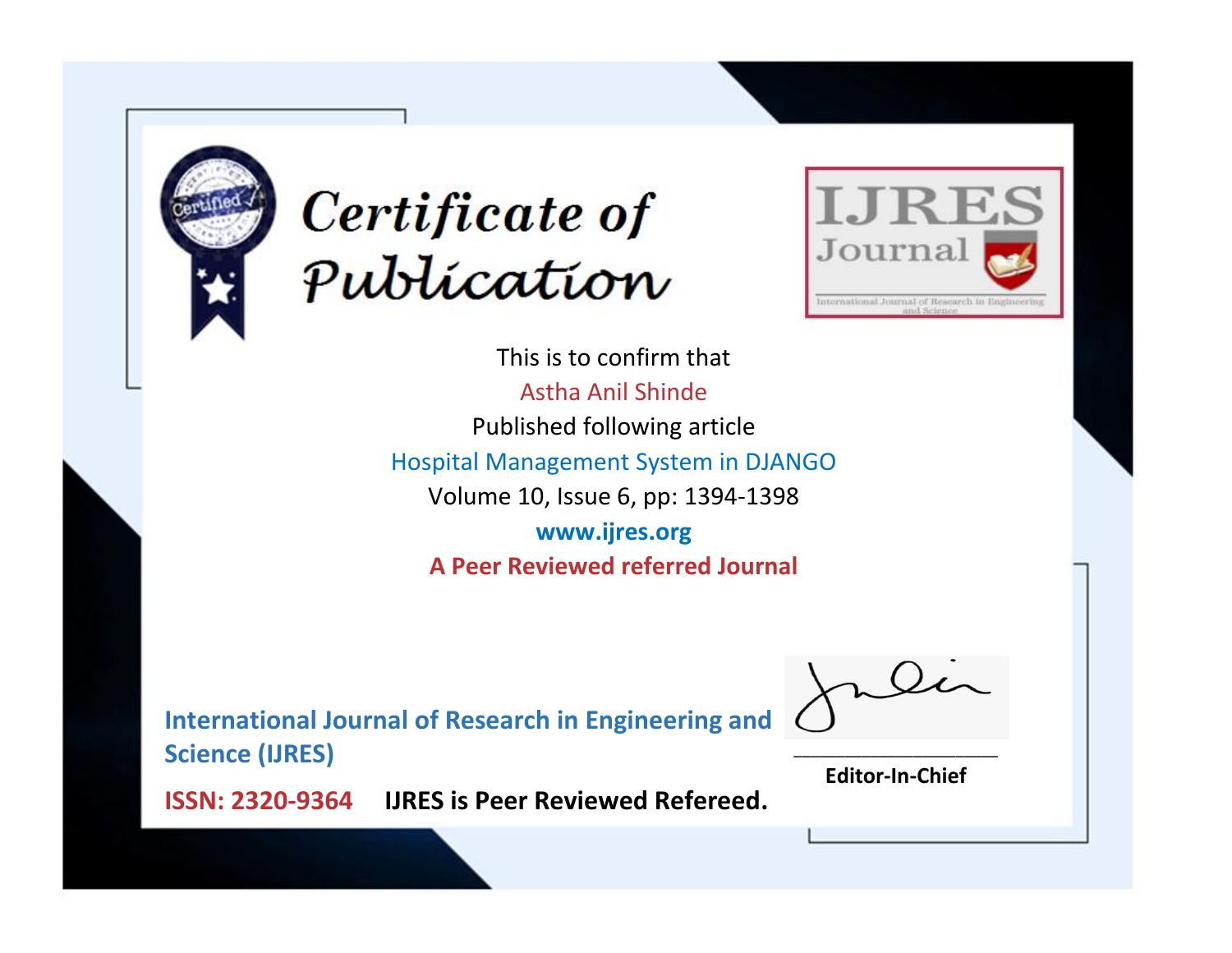# Certificate of Publication

IJRES Journal

International Journal of Research in Engineering and Science

This is to confirm that

Astha Anil Shinde

Published following article

Hospital Management System in DJANGO

Volume 10, Issue 6, pp: 1394-1398

**www.ijres.org**

**A Peer Reviewed referred Journal**

**International Journal of Research in Engineering and Science (IJRES)**

**ISSN: 2320-9364** **IJRES is Peer Reviewed Refereed.**

**Editor-In-Chief**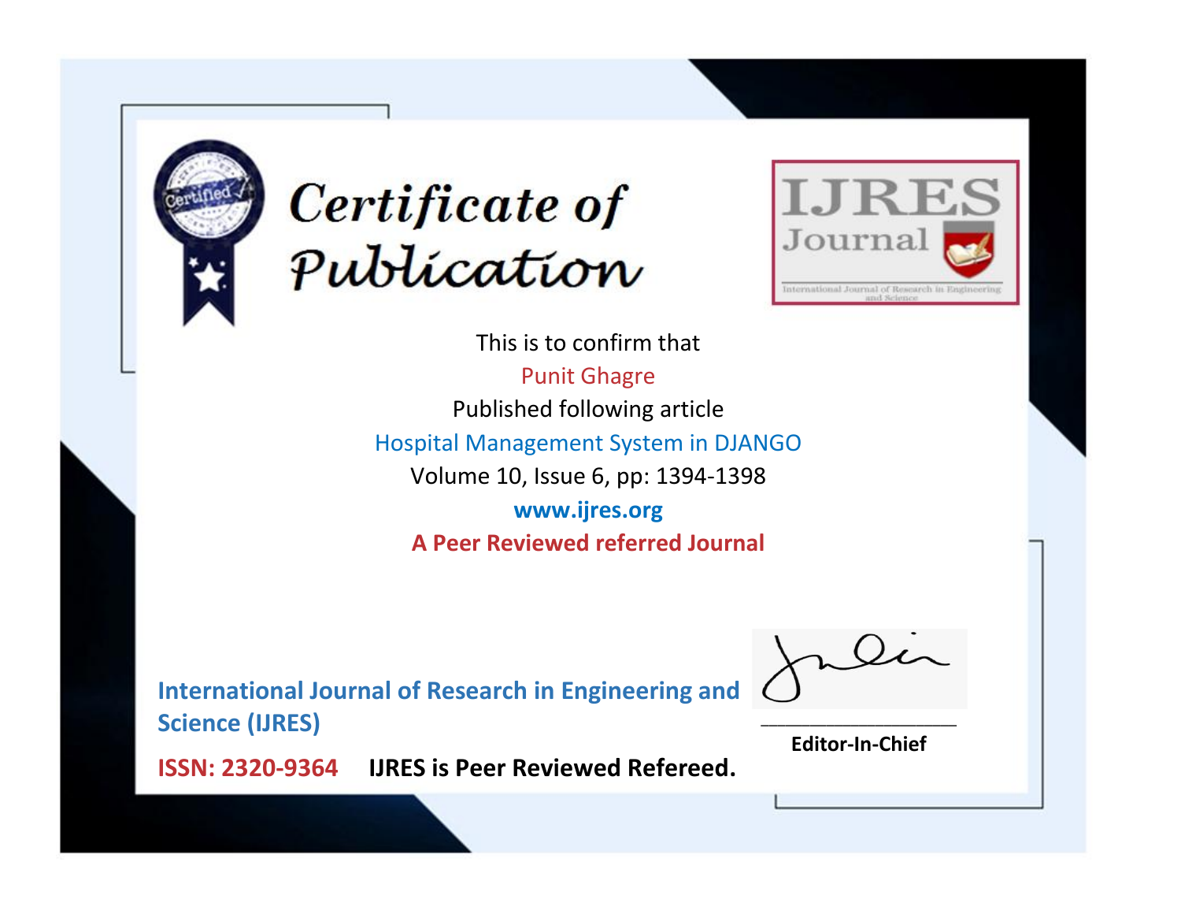# Certificate of Publication

IJRES Journal

International Journal of Research in Engineering and Science

This is to confirm that

Punit Ghagre

Published following article

Hospital Management System in DJANGO

Volume 10, Issue 6, pp: 1394-1398

**www.ijres.org**

**A Peer Reviewed referred Journal**

**International Journal of Research in Engineering and Science (IJRES)**

**ISSN: 2320-9364** **IJRES is Peer Reviewed Refereed.**

**Editor-In-Chief**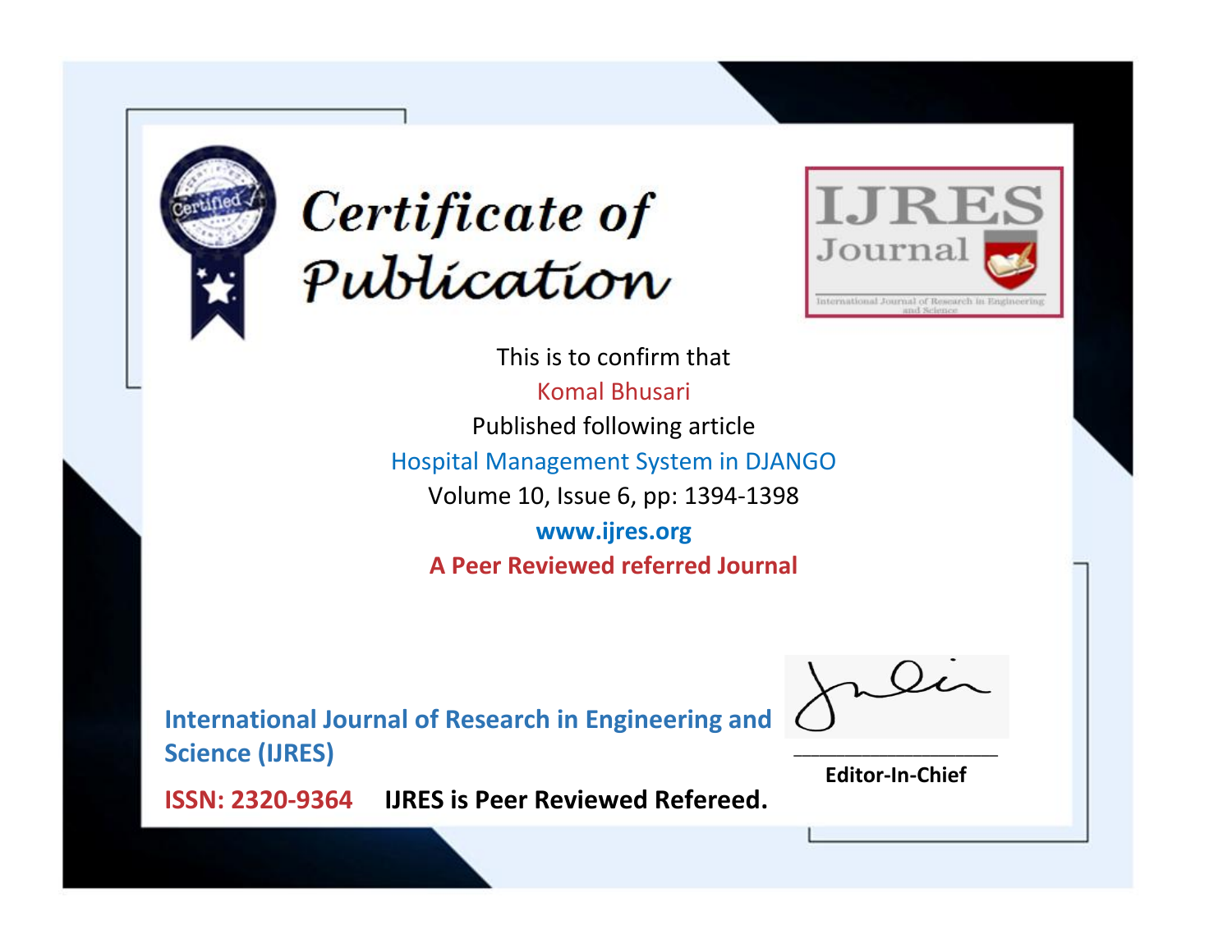# Certificate of Publication

IJRES Journal

International Journal of Research in Engineering and Science

This is to confirm that

Komal Bhusari

Published following article

Hospital Management System in DJANGO

Volume 10, Issue 6, pp: 1394-1398

**www.ijres.org**

**A Peer Reviewed referred Journal**

**International Journal of Research in Engineering and Science (IJRES)**

**ISSN: 2320-9364** **IJRES is Peer Reviewed Refereed.**

**Editor-In-Chief**